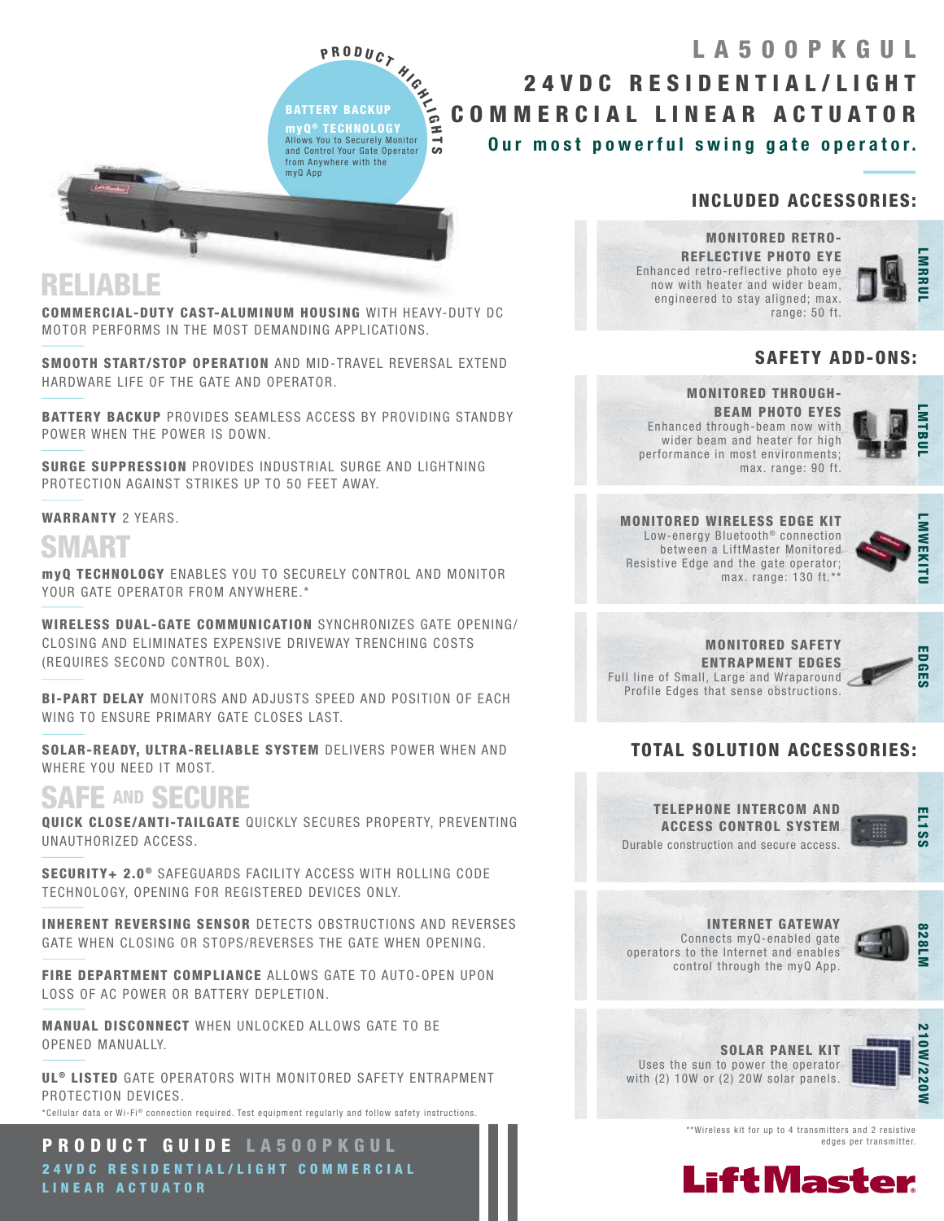# LA500PKGUL

## 24VDC RESIDENTIAL/LIGHT COMMERCIAL LINEAR ACTUATOR

**Our most powerful swing gate operator.**

**PRODUCT HIGHLIGHTS**

**BATTERY BACKUP**

**myQ® TECHNOLOGY**
Allows You to Securely Monitor and Control Your Gate Operator from Anywhere with the myQ App

## RELIABLE

**COMMERCIAL-DUTY CAST-ALUMINUM HOUSING** WITH HEAVY-DUTY DC MOTOR PERFORMS IN THE MOST DEMANDING APPLICATIONS.

**SMOOTH START/STOP OPERATION** AND MID-TRAVEL REVERSAL EXTEND HARDWARE LIFE OF THE GATE AND OPERATOR.

**BATTERY BACKUP** PROVIDES SEAMLESS ACCESS BY PROVIDING STANDBY POWER WHEN THE POWER IS DOWN.

**SURGE SUPPRESSION** PROVIDES INDUSTRIAL SURGE AND LIGHTNING PROTECTION AGAINST STRIKES UP TO 50 FEET AWAY.

**WARRANTY** 2 YEARS.

## SMART

**myQ TECHNOLOGY** ENABLES YOU TO SECURELY CONTROL AND MONITOR YOUR GATE OPERATOR FROM ANYWHERE.*

**WIRELESS DUAL-GATE COMMUNICATION** SYNCHRONIZES GATE OPENING/CLOSING AND ELIMINATES EXPENSIVE DRIVEWAY TRENCHING COSTS (REQUIRES SECOND CONTROL BOX).

**BI-PART DELAY** MONITORS AND ADJUSTS SPEED AND POSITION OF EACH WING TO ENSURE PRIMARY GATE CLOSES LAST.

**SOLAR-READY, ULTRA-RELIABLE SYSTEM** DELIVERS POWER WHEN AND WHERE YOU NEED IT MOST.

## SAFE AND SECURE

**QUICK CLOSE/ANTI-TAILGATE** QUICKLY SECURES PROPERTY, PREVENTING UNAUTHORIZED ACCESS.

**SECURITY+ 2.0®** SAFEGUARDS FACILITY ACCESS WITH ROLLING CODE TECHNOLOGY, OPENING FOR REGISTERED DEVICES ONLY.

**INHERENT REVERSING SENSOR** DETECTS OBSTRUCTIONS AND REVERSES GATE WHEN CLOSING OR STOPS/REVERSES THE GATE WHEN OPENING.

**FIRE DEPARTMENT COMPLIANCE** ALLOWS GATE TO AUTO-OPEN UPON LOSS OF AC POWER OR BATTERY DEPLETION.

**MANUAL DISCONNECT** WHEN UNLOCKED ALLOWS GATE TO BE OPENED MANUALLY.

**UL® LISTED** GATE OPERATORS WITH MONITORED SAFETY ENTRAPMENT PROTECTION DEVICES.

*Cellular data or Wi-Fi® connection required. Test equipment regularly and follow safety instructions.

## INCLUDED ACCESSORIES:

**LMRRUL — MONITORED RETRO-REFLECTIVE PHOTO EYE**
Enhanced retro-reflective photo eye now with heater and wider beam, engineered to stay aligned; max. range: 50 ft.

## SAFETY ADD-ONS:

**LMTBUL — MONITORED THROUGH-BEAM PHOTO EYES**
Enhanced through-beam now with wider beam and heater for high performance in most environments; max. range: 90 ft.

**LMWEKITU — MONITORED WIRELESS EDGE KIT**
Low-energy Bluetooth® connection between a LiftMaster Monitored Resistive Edge and the gate operator; max. range: 130 ft.**

**EDGES — MONITORED SAFETY ENTRAPMENT EDGES**
Full line of Small, Large and Wraparound Profile Edges that sense obstructions.

## TOTAL SOLUTION ACCESSORIES:

**EL1SS — TELEPHONE INTERCOM AND ACCESS CONTROL SYSTEM**
Durable construction and secure access.

**828LM — INTERNET GATEWAY**
Connects myQ-enabled gate operators to the Internet and enables control through the myQ App.

**210W/220W — SOLAR PANEL KIT**
Uses the sun to power the operator with (2) 10W or (2) 20W solar panels.

**Wireless kit for up to 4 transmitters and 2 resistive edges per transmitter.

**PRODUCT GUIDE LA500PKGUL**
24VDC RESIDENTIAL/LIGHT COMMERCIAL LINEAR ACTUATOR

LiftMaster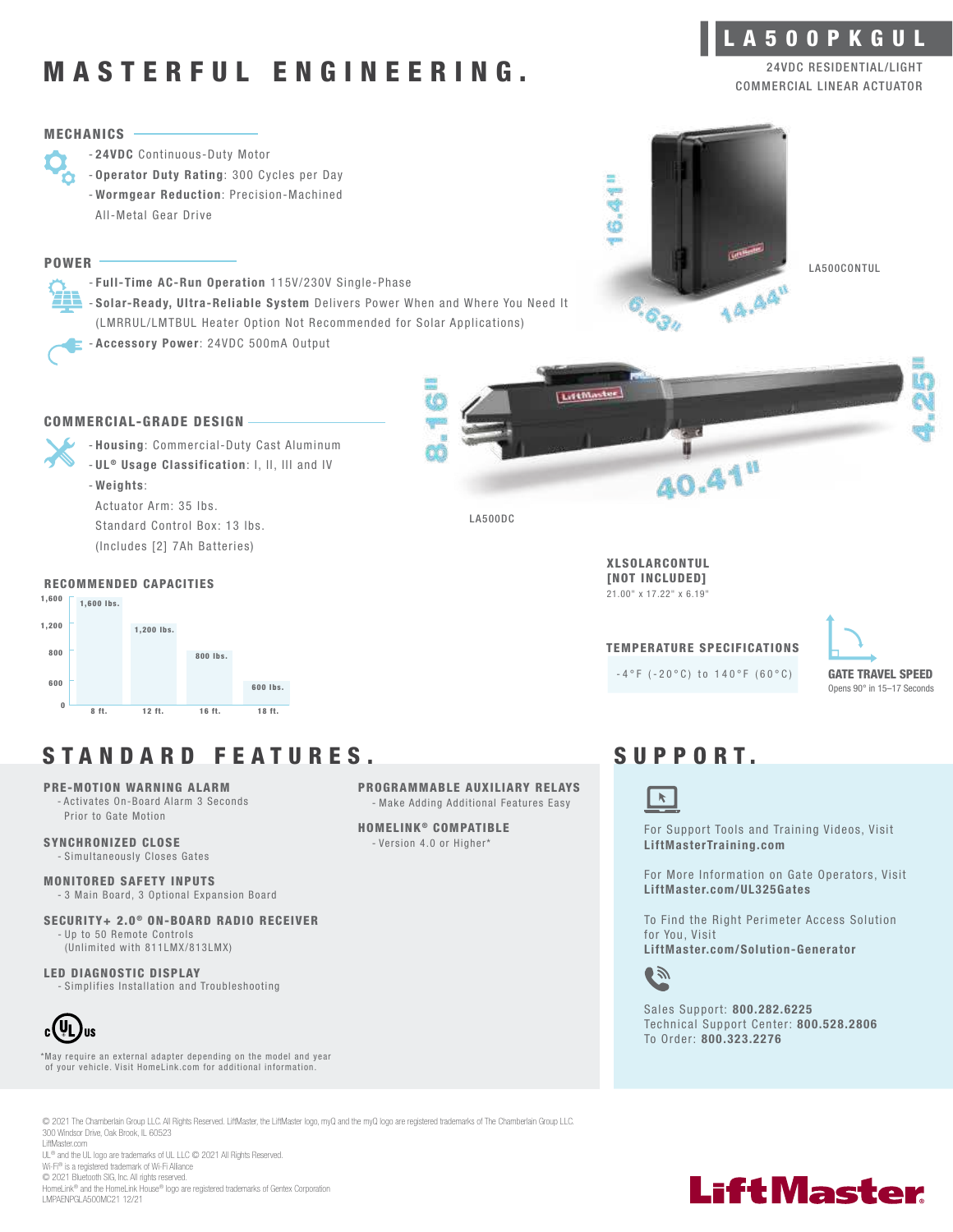# LA500PKGUL

24VDC RESIDENTIAL/LIGHT COMMERCIAL LINEAR ACTUATOR

# MASTERFUL ENGINEERING.

## MECHANICS

- **24VDC** Continuous-Duty Motor
- **Operator Duty Rating**: 300 Cycles per Day
- **Wormgear Reduction**: Precision-Machined All-Metal Gear Drive

## POWER

- **Full-Time AC-Run Operation** 115V/230V Single-Phase
- **Solar-Ready, Ultra-Reliable System** Delivers Power When and Where You Need It (LMRRUL/LMTBUL Heater Option Not Recommended for Solar Applications)
- **Accessory Power**: 24VDC 500mA Output

## COMMERCIAL-GRADE DESIGN

- **Housing**: Commercial-Duty Cast Aluminum
- **UL® Usage Classification**: I, II, III and IV
- **Weights**:
  Actuator Arm: 35 lbs.
  Standard Control Box: 13 lbs.
  (Includes [2] 7Ah Batteries)

16.41"
6.63"
14.44"
LA500CONTUL

8.16"
40.41"
4.25"
LA500DC

## RECOMMENDED CAPACITIES

1,600
1,200
800
600
0
1,600 lbs.
1,200 lbs.
800 lbs.
600 lbs.
8 ft.
12 ft.
16 ft.
18 ft.

**XLSOLARCONTUL [NOT INCLUDED]**
21.00" x 17.22" x 6.19"

## TEMPERATURE SPECIFICATIONS

-4°F (-20°C) to 140°F (60°C)

**GATE TRAVEL SPEED**
Opens 90° in 15–17 Seconds

# STANDARD FEATURES.

**PRE-MOTION WARNING ALARM**
- Activates On-Board Alarm 3 Seconds Prior to Gate Motion

**SYNCHRONIZED CLOSE**
- Simultaneously Closes Gates

**MONITORED SAFETY INPUTS**
- 3 Main Board, 3 Optional Expansion Board

**SECURITY+ 2.0® ON-BOARD RADIO RECEIVER**
- Up to 50 Remote Controls (Unlimited with 811LMX/813LMX)

**LED DIAGNOSTIC DISPLAY**
- Simplifies Installation and Troubleshooting

**PROGRAMMABLE AUXILIARY RELAYS**
- Make Adding Additional Features Easy

**HOMELINK® COMPATIBLE**
- Version 4.0 or Higher*

c UL us

*May require an external adapter depending on the model and year of your vehicle. Visit HomeLink.com for additional information.

# SUPPORT.

For Support Tools and Training Videos, Visit **LiftMasterTraining.com**

For More Information on Gate Operators, Visit **LiftMaster.com/UL325Gates**

To Find the Right Perimeter Access Solution for You, Visit **LiftMaster.com/Solution-Generator**

Sales Support: **800.282.6225**
Technical Support Center: **800.528.2806**
To Order: **800.323.2276**

© 2021 The Chamberlain Group LLC. All Rights Reserved. LiftMaster, the LiftMaster logo, myQ and the myQ logo are registered trademarks of The Chamberlain Group LLC.
300 Windsor Drive, Oak Brook, IL 60523
LiftMaster.com
UL® and the UL logo are trademarks of UL LLC © 2021 All Rights Reserved.
Wi-Fi® is a registered trademark of Wi-Fi Alliance
© 2021 Bluetooth SIG, Inc. All rights reserved.
HomeLink® and the HomeLink House® logo are registered trademarks of Gentex Corporation
LMPAENPGLA500MC21 12/21

LiftMaster®